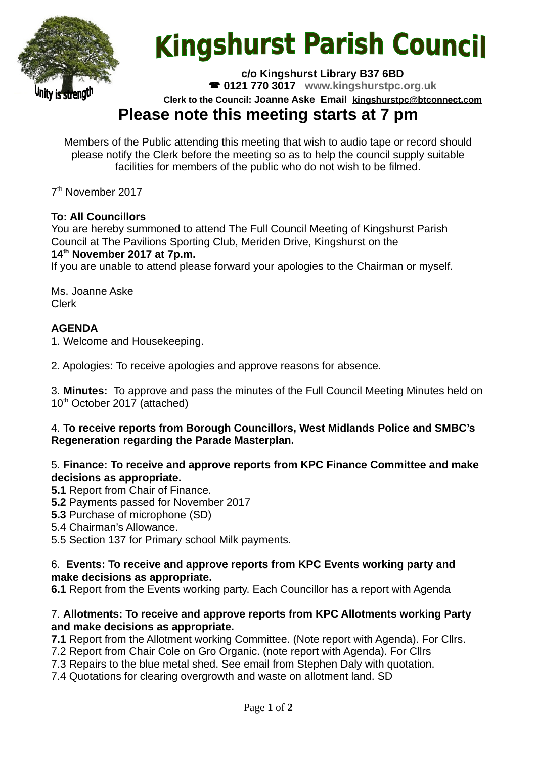# Kingshurst Parish Council

Unity is strength

**c/o Kingshurst Library B37 6BD**
**☎ 0121 770 3017 www.kingshurstpc.org.uk**
**Clerk to the Council: Joanne Aske Email kingshurstpc@btconnect.com**

## Please note this meeting starts at 7 pm

Members of the Public attending this meeting that wish to audio tape or record should please notify the Clerk before the meeting so as to help the council supply suitable facilities for members of the public who do not wish to be filmed.

7th November 2017

**To: All Councillors**
You are hereby summoned to attend The Full Council Meeting of Kingshurst Parish Council at The Pavilions Sporting Club, Meriden Drive, Kingshurst on the
**14th November 2017 at 7p.m.**
If you are unable to attend please forward your apologies to the Chairman or myself.

Ms. Joanne Aske
Clerk

**AGENDA**

1. Welcome and Housekeeping.

2. Apologies: To receive apologies and approve reasons for absence.

3. **Minutes:** To approve and pass the minutes of the Full Council Meeting Minutes held on 10th October 2017 (attached)

4. **To receive reports from Borough Councillors, West Midlands Police and SMBC's Regeneration regarding the Parade Masterplan.**

5. **Finance: To receive and approve reports from KPC Finance Committee and make decisions as appropriate.**
**5.1** Report from Chair of Finance.
**5.2** Payments passed for November 2017
**5.3** Purchase of microphone (SD)
5.4 Chairman's Allowance.
5.5 Section 137 for Primary school Milk payments.

6. **Events: To receive and approve reports from KPC Events working party and make decisions as appropriate.**
**6.1** Report from the Events working party. Each Councillor has a report with Agenda

7. **Allotments: To receive and approve reports from KPC Allotments working Party and make decisions as appropriate.**
**7.1** Report from the Allotment working Committee. (Note report with Agenda). For Cllrs.
7.2 Report from Chair Cole on Gro Organic. (note report with Agenda). For Cllrs
7.3 Repairs to the blue metal shed. See email from Stephen Daly with quotation.
7.4 Quotations for clearing overgrowth and waste on allotment land. SD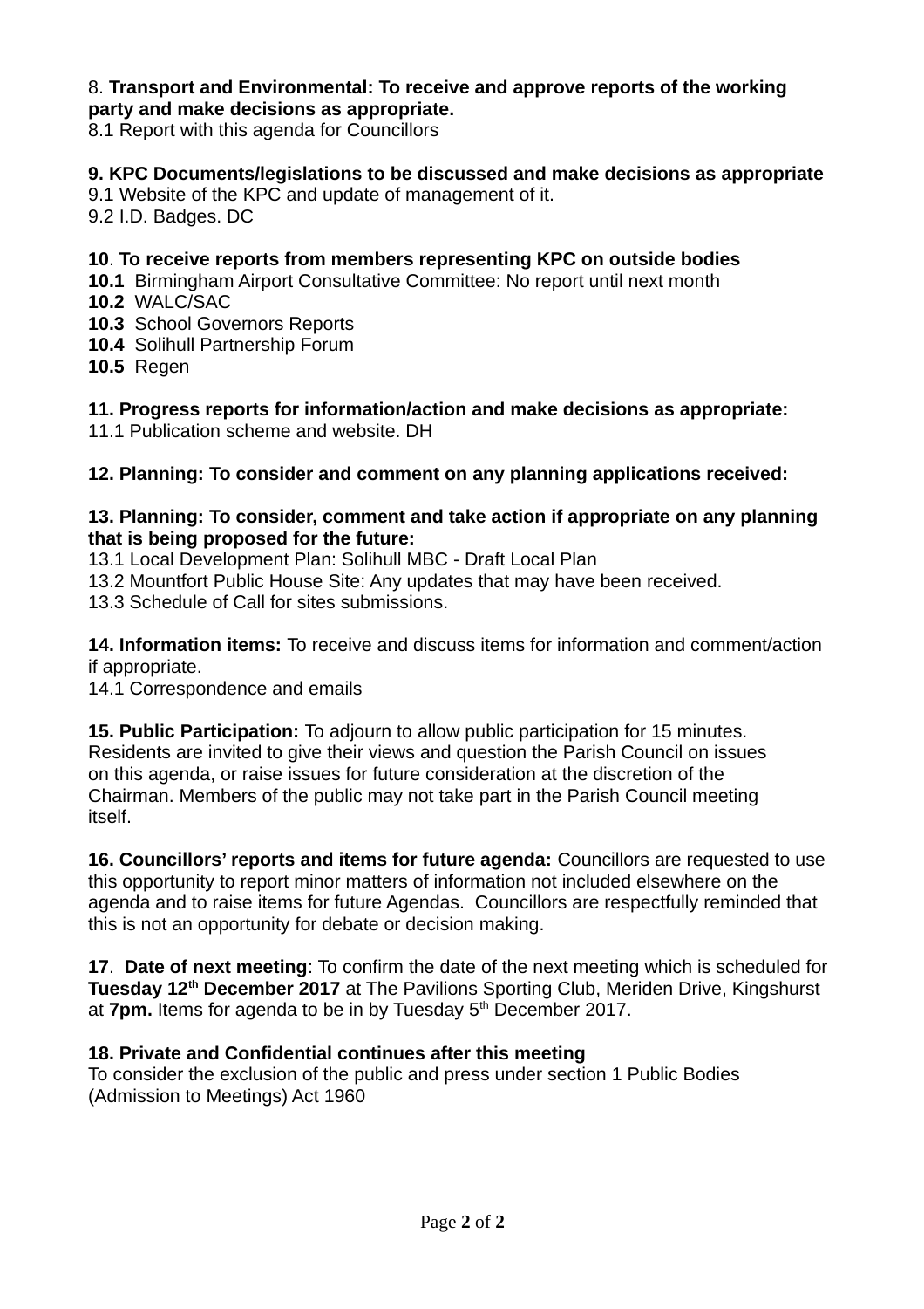8. **Transport and Environmental: To receive and approve reports of the working party and make decisions as appropriate.**
8.1 Report with this agenda for Councillors

**9. KPC Documents/legislations to be discussed and make decisions as appropriate**
9.1 Website of the KPC and update of management of it.
9.2 I.D. Badges. DC

**10**. **To receive reports from members representing KPC on outside bodies**
**10.1** Birmingham Airport Consultative Committee: No report until next month
**10.2** WALC/SAC
**10.3** School Governors Reports
**10.4** Solihull Partnership Forum
**10.5** Regen

**11. Progress reports for information/action and make decisions as appropriate:**
11.1 Publication scheme and website. DH

**12. Planning: To consider and comment on any planning applications received:**

**13. Planning: To consider, comment and take action if appropriate on any planning that is being proposed for the future:**
13.1 Local Development Plan: Solihull MBC - Draft Local Plan
13.2 Mountfort Public House Site: Any updates that may have been received.
13.3 Schedule of Call for sites submissions.

**14. Information items:** To receive and discuss items for information and comment/action if appropriate.
14.1 Correspondence and emails

**15. Public Participation:** To adjourn to allow public participation for 15 minutes. Residents are invited to give their views and question the Parish Council on issues on this agenda, or raise issues for future consideration at the discretion of the Chairman. Members of the public may not take part in the Parish Council meeting itself.

**16. Councillors' reports and items for future agenda:** Councillors are requested to use this opportunity to report minor matters of information not included elsewhere on the agenda and to raise items for future Agendas. Councillors are respectfully reminded that this is not an opportunity for debate or decision making.

**17**. **Date of next meeting**: To confirm the date of the next meeting which is scheduled for **Tuesday 12th December 2017** at The Pavilions Sporting Club, Meriden Drive, Kingshurst at **7pm.** Items for agenda to be in by Tuesday 5th December 2017.

**18. Private and Confidential continues after this meeting**
To consider the exclusion of the public and press under section 1 Public Bodies (Admission to Meetings) Act 1960